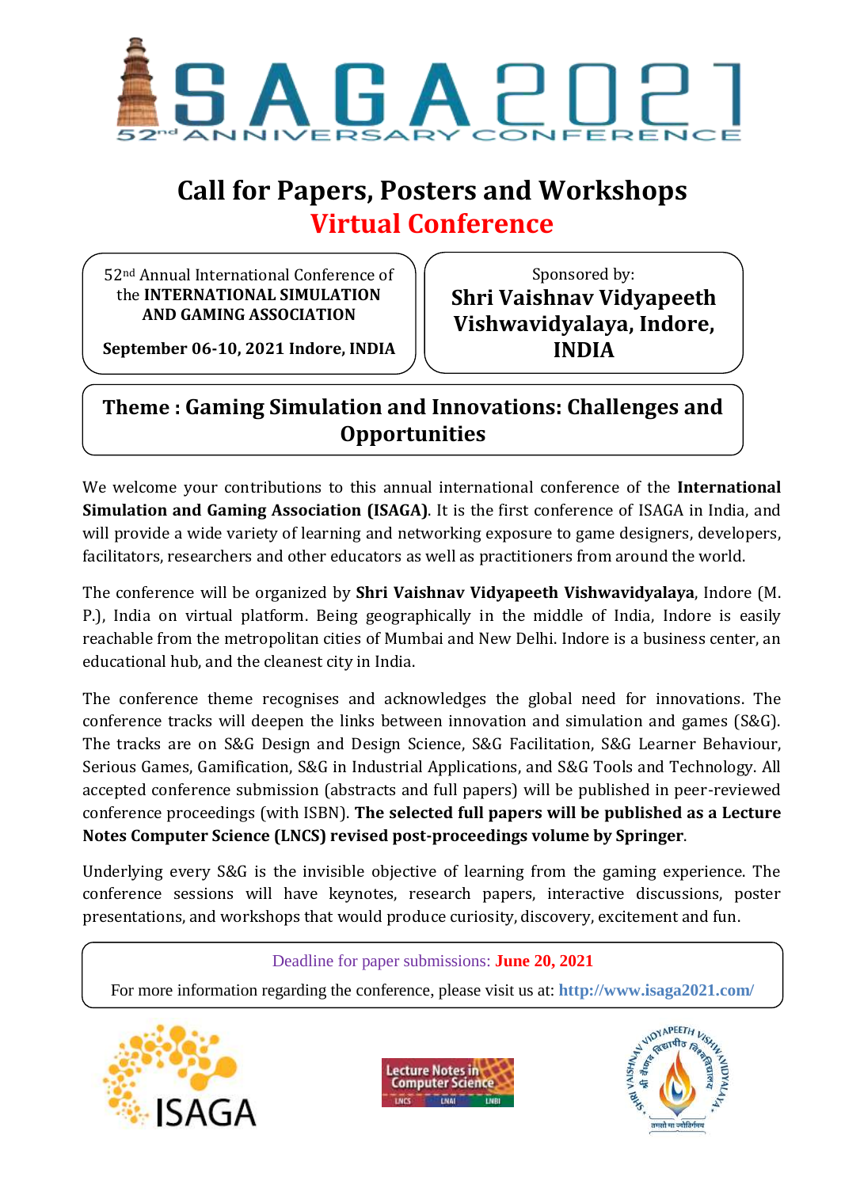# ISAGA 2021

52nd ANNIVERSARY CONFERENCE

## Call for Papers, Posters and Workshops

## Virtual Conference

52nd Annual International Conference of the **INTERNATIONAL SIMULATION AND GAMING ASSOCIATION**

**September 06-10, 2021 Indore, INDIA**

Sponsored by:

**Shri Vaishnav Vidyapeeth Vishwavidyalaya, Indore, INDIA**

### Theme : Gaming Simulation and Innovations: Challenges and Opportunities

We welcome your contributions to this annual international conference of the **International Simulation and Gaming Association (ISAGA)**. It is the first conference of ISAGA in India, and will provide a wide variety of learning and networking exposure to game designers, developers, facilitators, researchers and other educators as well as practitioners from around the world.

The conference will be organized by **Shri Vaishnav Vidyapeeth Vishwavidyalaya**, Indore (M. P.), India on virtual platform. Being geographically in the middle of India, Indore is easily reachable from the metropolitan cities of Mumbai and New Delhi. Indore is a business center, an educational hub, and the cleanest city in India.

The conference theme recognises and acknowledges the global need for innovations. The conference tracks will deepen the links between innovation and simulation and games (S&G). The tracks are on S&G Design and Design Science, S&G Facilitation, S&G Learner Behaviour, Serious Games, Gamification, S&G in Industrial Applications, and S&G Tools and Technology. All accepted conference submission (abstracts and full papers) will be published in peer-reviewed conference proceedings (with ISBN). **The selected full papers will be published as a Lecture Notes Computer Science (LNCS) revised post-proceedings volume by Springer**.

Underlying every S&G is the invisible objective of learning from the gaming experience. The conference sessions will have keynotes, research papers, interactive discussions, poster presentations, and workshops that would produce curiosity, discovery, excitement and fun.

Deadline for paper submissions: **June 20, 2021**

For more information regarding the conference, please visit us at: **http://www.isaga2021.com/**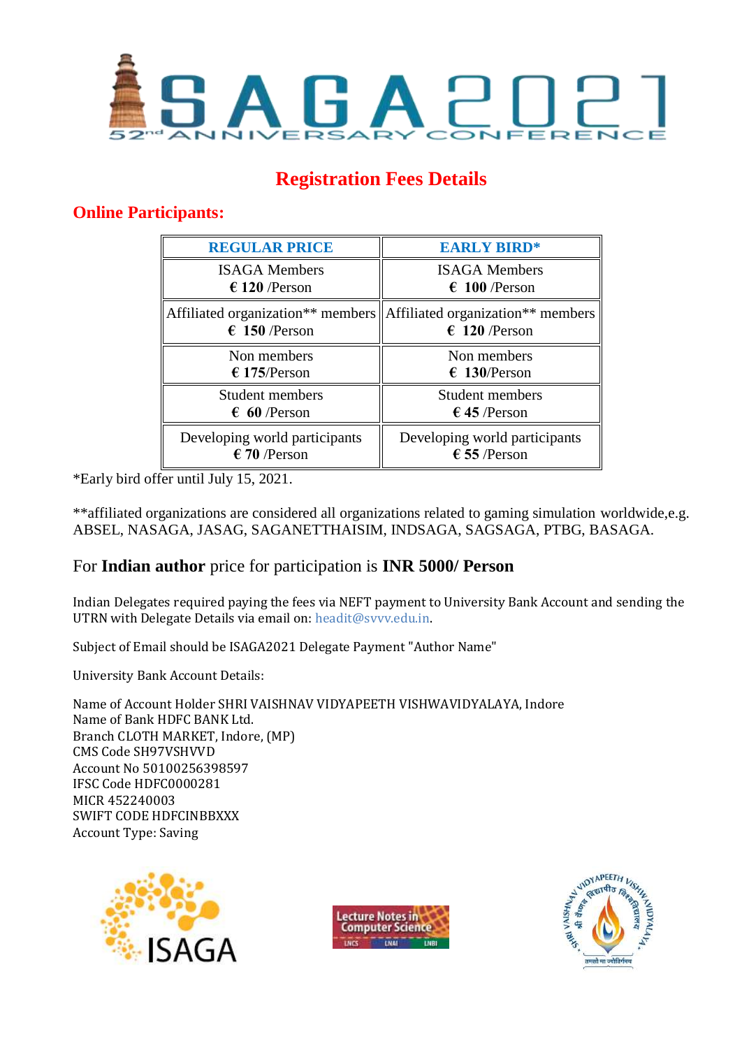# ISAGA 2021

52nd ANNIVERSARY CONFERENCE

## Registration Fees Details

### Online Participants:

| REGULAR PRICE | EARLY BIRD* |
|---|---|
| ISAGA Members<br>**€ 120** /Person | ISAGA Members<br>**€ 100** /Person |
| Affiliated organization** members<br>**€ 150** /Person | Affiliated organization** members<br>**€ 120** /Person |
| Non members<br>**€ 175**/Person | Non members<br>**€ 130**/Person |
| Student members<br>**€ 60** /Person | Student members<br>**€ 45** /Person |
| Developing world participants<br>**€ 70** /Person | Developing world participants<br>**€ 55** /Person |

*Early bird offer until July 15, 2021.

**affiliated organizations are considered all organizations related to gaming simulation worldwide,e.g. ABSEL, NASAGA, JASAG, SAGANETTHAISIM, INDSAGA, SAGSAGA, PTBG, BASAGA.

For **Indian author** price for participation is **INR 5000/ Person**

Indian Delegates required paying the fees via NEFT payment to University Bank Account and sending the UTRN with Delegate Details via email on: headit@svvv.edu.in.

Subject of Email should be ISAGA2021 Delegate Payment "Author Name"

University Bank Account Details:

Name of Account Holder SHRI VAISHNAV VIDYAPEETH VISHWAVIDYALAYA, Indore
Name of Bank HDFC BANK Ltd.
Branch CLOTH MARKET, Indore, (MP)
CMS Code SH97VSHVVD
Account No 50100256398597
IFSC Code HDFC0000281
MICR 452240003
SWIFT CODE HDFCINBBXXX
Account Type: Saving